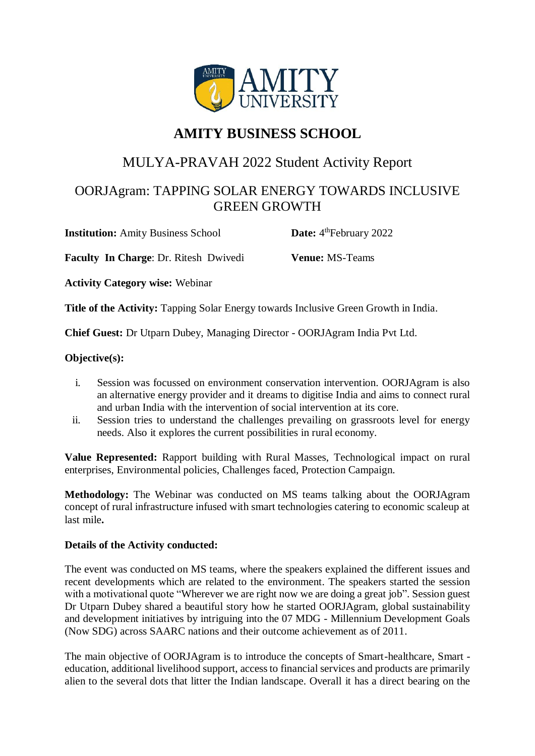# AMITY BUSINESS SCHOOL

## MULYA-PRAVAH 2022 Student Activity Report

## OORJAgram: TAPPING SOLAR ENERGY TOWARDS INCLUSIVE GREEN GROWTH

**Institution:** Amity Business School **Date:** 4th February 2022

**Faculty In Charge**: Dr. Ritesh Dwivedi **Venue:** MS-Teams

**Activity Category wise:** Webinar

**Title of the Activity:** Tapping Solar Energy towards Inclusive Green Growth in India.

**Chief Guest:** Dr Utparn Dubey, Managing Director - OORJAgram India Pvt Ltd.

**Objective(s):**

i. Session was focussed on environment conservation intervention. OORJAgram is also an alternative energy provider and it dreams to digitise India and aims to connect rural and urban India with the intervention of social intervention at its core.

ii. Session tries to understand the challenges prevailing on grassroots level for energy needs. Also it explores the current possibilities in rural economy.

**Value Represented:** Rapport building with Rural Masses, Technological impact on rural enterprises, Environmental policies, Challenges faced, Protection Campaign.

**Methodology:** The Webinar was conducted on MS teams talking about the OORJAgram concept of rural infrastructure infused with smart technologies catering to economic scaleup at last mile**.**

**Details of the Activity conducted:**

The event was conducted on MS teams, where the speakers explained the different issues and recent developments which are related to the environment. The speakers started the session with a motivational quote "Wherever we are right now we are doing a great job". Session guest Dr Utparn Dubey shared a beautiful story how he started OORJAgram, global sustainability and development initiatives by intriguing into the 07 MDG - Millennium Development Goals (Now SDG) across SAARC nations and their outcome achievement as of 2011.

The main objective of OORJAgram is to introduce the concepts of Smart-healthcare, Smart - education, additional livelihood support, access to financial services and products are primarily alien to the several dots that litter the Indian landscape. Overall it has a direct bearing on the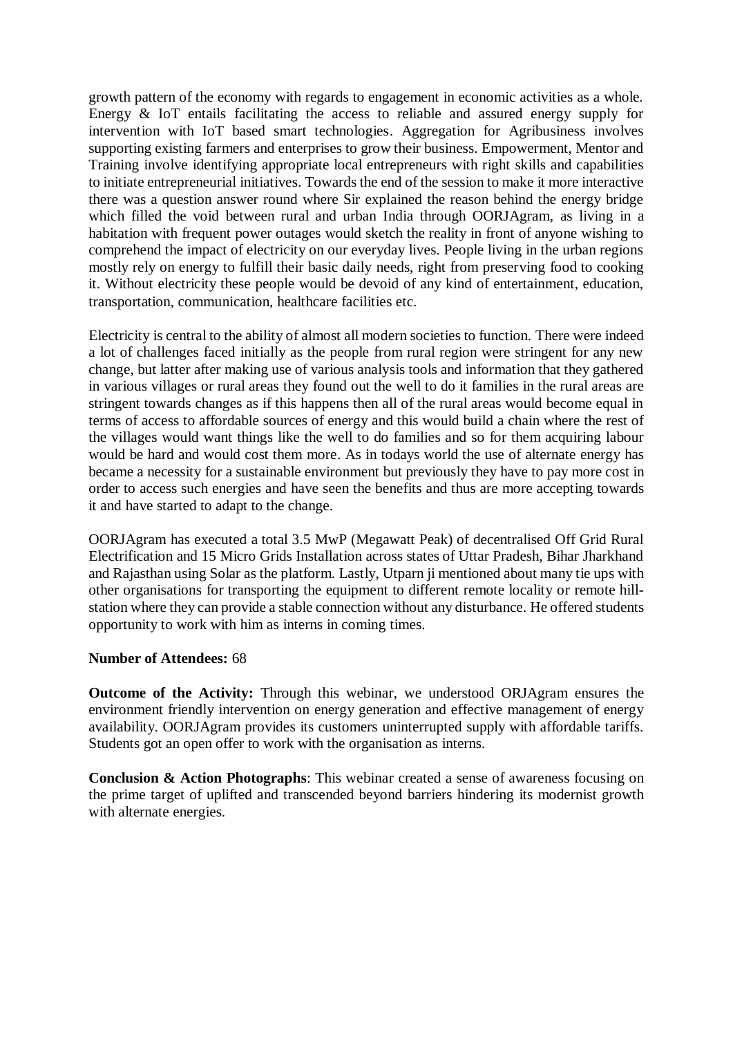growth pattern of the economy with regards to engagement in economic activities as a whole. Energy & IoT entails facilitating the access to reliable and assured energy supply for intervention with IoT based smart technologies. Aggregation for Agribusiness involves supporting existing farmers and enterprises to grow their business. Empowerment, Mentor and Training involve identifying appropriate local entrepreneurs with right skills and capabilities to initiate entrepreneurial initiatives. Towards the end of the session to make it more interactive there was a question answer round where Sir explained the reason behind the energy bridge which filled the void between rural and urban India through OORJAgram, as living in a habitation with frequent power outages would sketch the reality in front of anyone wishing to comprehend the impact of electricity on our everyday lives. People living in the urban regions mostly rely on energy to fulfill their basic daily needs, right from preserving food to cooking it. Without electricity these people would be devoid of any kind of entertainment, education, transportation, communication, healthcare facilities etc.

Electricity is central to the ability of almost all modern societies to function. There were indeed a lot of challenges faced initially as the people from rural region were stringent for any new change, but latter after making use of various analysis tools and information that they gathered in various villages or rural areas they found out the well to do it families in the rural areas are stringent towards changes as if this happens then all of the rural areas would become equal in terms of access to affordable sources of energy and this would build a chain where the rest of the villages would want things like the well to do families and so for them acquiring labour would be hard and would cost them more. As in todays world the use of alternate energy has became a necessity for a sustainable environment but previously they have to pay more cost in order to access such energies and have seen the benefits and thus are more accepting towards it and have started to adapt to the change.

OORJAgram has executed a total 3.5 MwP (Megawatt Peak) of decentralised Off Grid Rural Electrification and 15 Micro Grids Installation across states of Uttar Pradesh, Bihar Jharkhand and Rajasthan using Solar as the platform. Lastly, Utparn ji mentioned about many tie ups with other organisations for transporting the equipment to different remote locality or remote hill-station where they can provide a stable connection without any disturbance. He offered students opportunity to work with him as interns in coming times.

**Number of Attendees:** 68

**Outcome of the Activity:** Through this webinar, we understood ORJAgram ensures the environment friendly intervention on energy generation and effective management of energy availability. OORJAgram provides its customers uninterrupted supply with affordable tariffs. Students got an open offer to work with the organisation as interns.

**Conclusion & Action Photographs**: This webinar created a sense of awareness focusing on the prime target of uplifted and transcended beyond barriers hindering its modernist growth with alternate energies.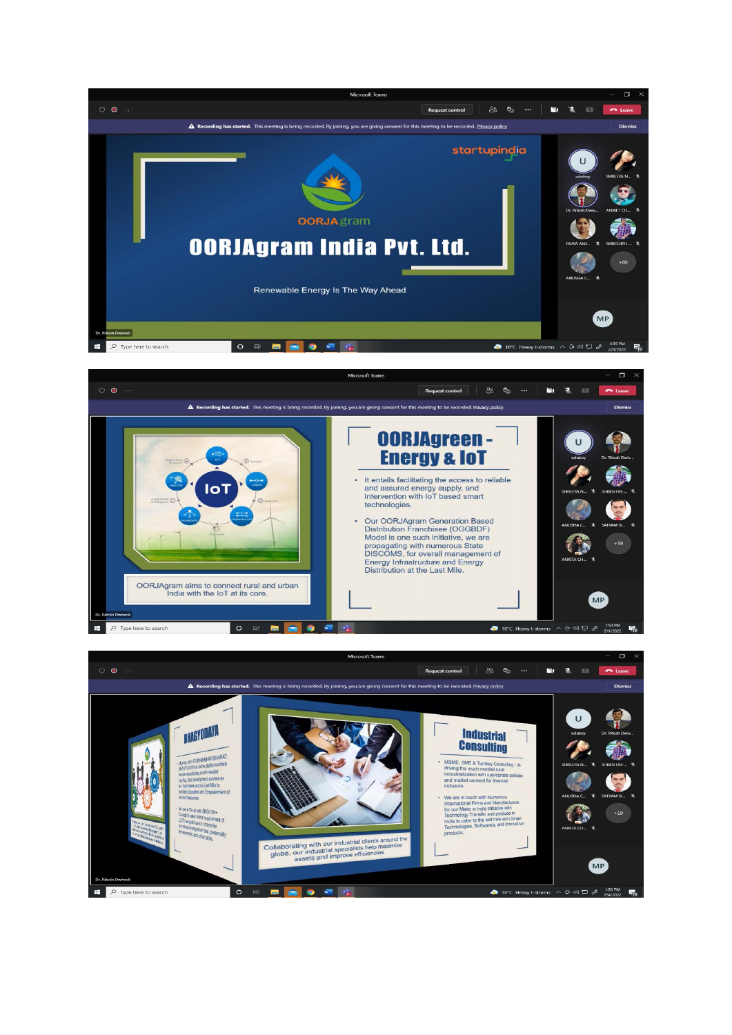startupindia

OORJAgram

# OORJAgram India Pvt. Ltd.

Renewable Energy Is The Way Ahead

---

# OORJAgreen - Energy & IoT

- It entails facilitating the access to reliable and assured energy supply, and intervention with IoT based smart technologies.
- Our OORJAgram Generation Based Distribution Franchisee (OGGBDF) Model is one such initiative, we are propagating with numerous State DISCOMS, for overall management of Energy Infrastructure and Energy Distribution at the Last Mile.

OORJAgram aims to connect rural and urban India with the IoT at its core.

---

# BHAGYODAYA

# Industrial Consulting

- MSME, SME & Turnkey Consulting - is driving the much-needed rural industrialization with appropriate policies and market connect for financial inclusion.
- We are in touch with Numerous International Firms and Manufacturers for our Make in India initiative with Technology Transfer and produce in India to cater to the last mile with Smart Technologies, Software's, and Innovative products.

Collaborating with our industrial clients around the globe, our industrial specialists help maximize assets and improve efficiencies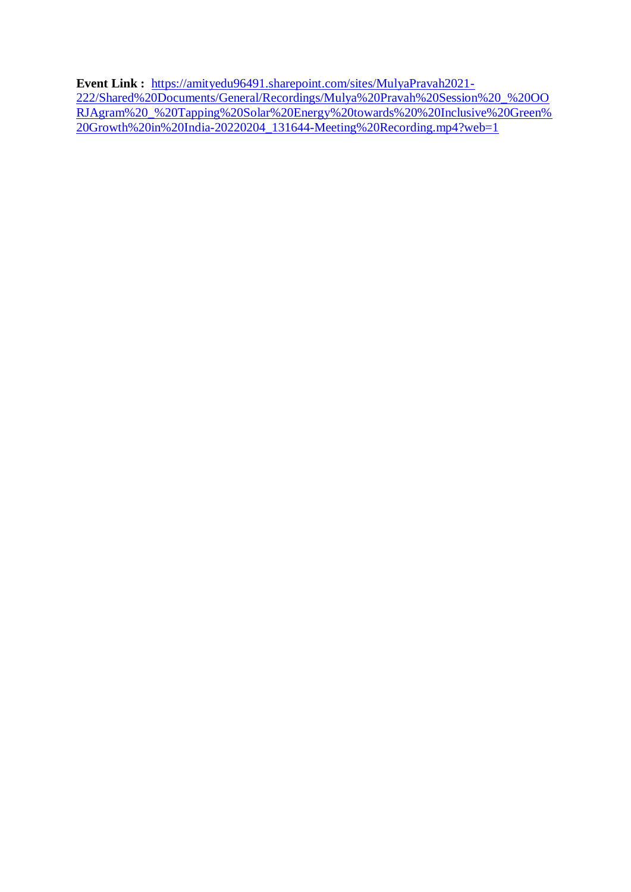**Event Link :** https://amityedu96491.sharepoint.com/sites/MulyaPravah2021-222/Shared%20Documents/General/Recordings/Mulya%20Pravah%20Session%20_%20OORJAgram%20_%20Tapping%20Solar%20Energy%20towards%20%20Inclusive%20Green%20Growth%20in%20India-20220204_131644-Meeting%20Recording.mp4?web=1